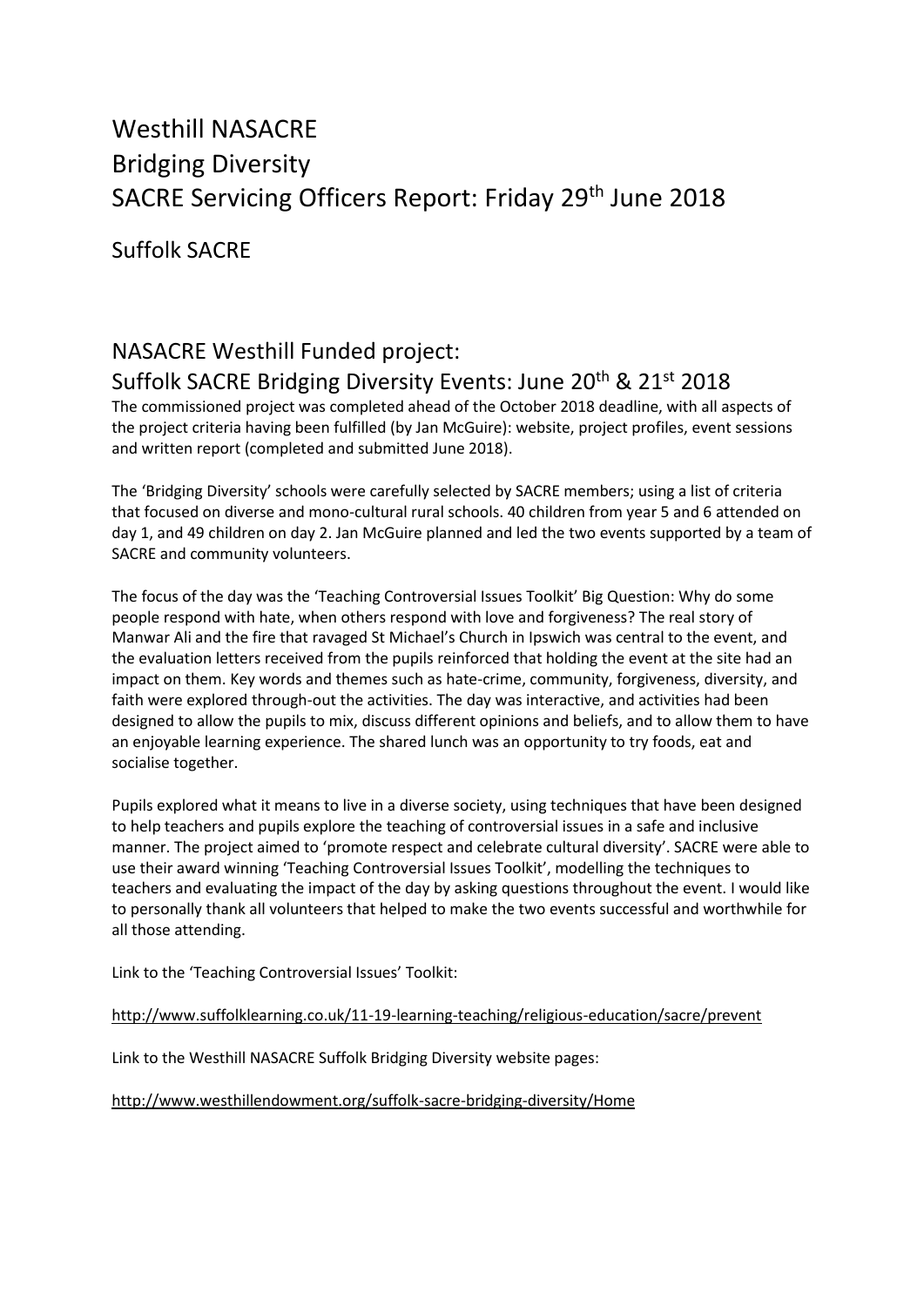# Westhill NASACRE
# Bridging Diversity
# SACRE Servicing Officers Report: Friday 29th June 2018

## Suffolk SACRE

## NASACRE Westhill Funded project:
## Suffolk SACRE Bridging Diversity Events: June 20th & 21st 2018

The commissioned project was completed ahead of the October 2018 deadline, with all aspects of the project criteria having been fulfilled (by Jan McGuire): website, project profiles, event sessions and written report (completed and submitted June 2018).

The 'Bridging Diversity' schools were carefully selected by SACRE members; using a list of criteria that focused on diverse and mono-cultural rural schools. 40 children from year 5 and 6 attended on day 1, and 49 children on day 2. Jan McGuire planned and led the two events supported by a team of SACRE and community volunteers.

The focus of the day was the 'Teaching Controversial Issues Toolkit' Big Question: Why do some people respond with hate, when others respond with love and forgiveness? The real story of Manwar Ali and the fire that ravaged St Michael's Church in Ipswich was central to the event, and the evaluation letters received from the pupils reinforced that holding the event at the site had an impact on them. Key words and themes such as hate-crime, community, forgiveness, diversity, and faith were explored through-out the activities. The day was interactive, and activities had been designed to allow the pupils to mix, discuss different opinions and beliefs, and to allow them to have an enjoyable learning experience. The shared lunch was an opportunity to try foods, eat and socialise together.

Pupils explored what it means to live in a diverse society, using techniques that have been designed to help teachers and pupils explore the teaching of controversial issues in a safe and inclusive manner. The project aimed to 'promote respect and celebrate cultural diversity'. SACRE were able to use their award winning 'Teaching Controversial Issues Toolkit', modelling the techniques to teachers and evaluating the impact of the day by asking questions throughout the event. I would like to personally thank all volunteers that helped to make the two events successful and worthwhile for all those attending.

Link to the 'Teaching Controversial Issues' Toolkit:

http://www.suffolklearning.co.uk/11-19-learning-teaching/religious-education/sacre/prevent

Link to the Westhill NASACRE Suffolk Bridging Diversity website pages:

http://www.westhillendowment.org/suffolk-sacre-bridging-diversity/Home